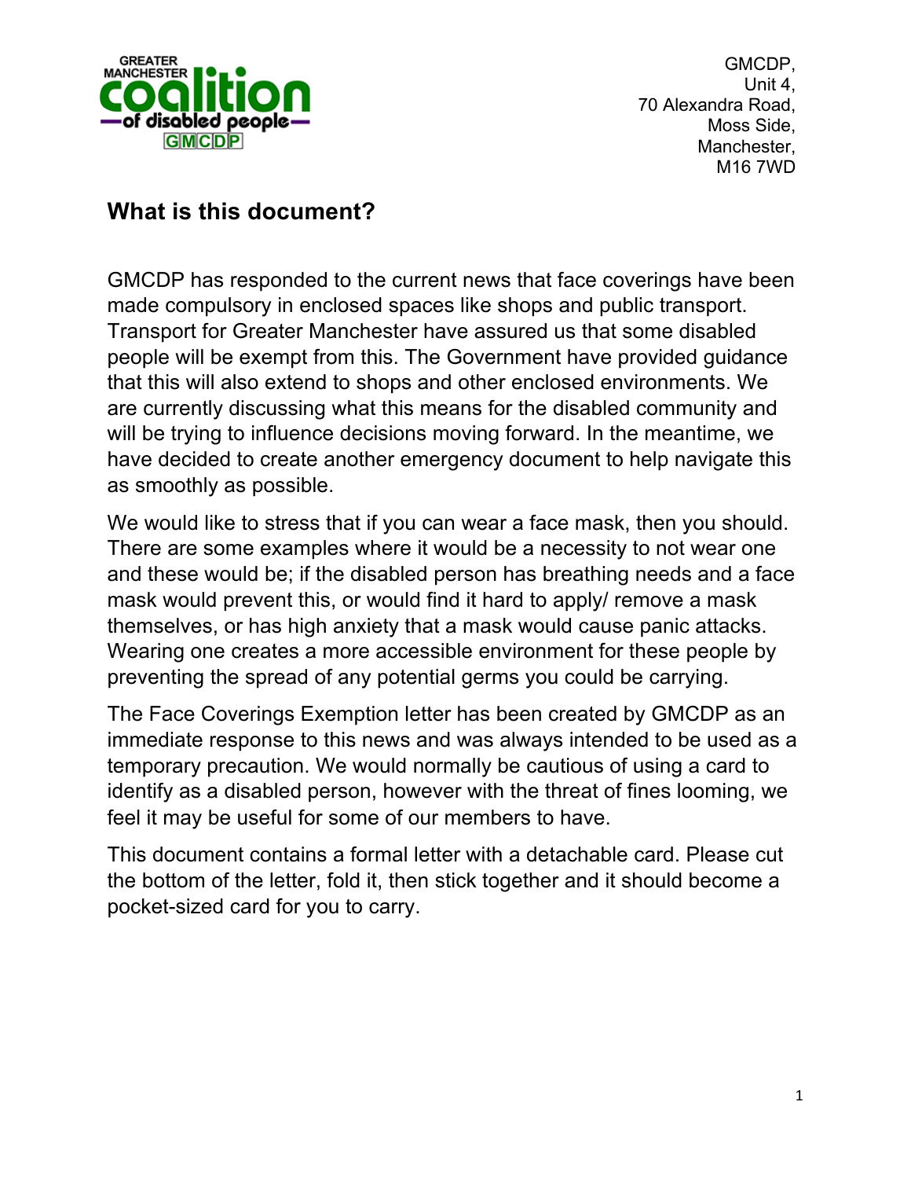GMCDP,
Unit 4,
70 Alexandra Road,
Moss Side,
Manchester,
M16 7WD

## What is this document?

GMCDP has responded to the current news that face coverings have been made compulsory in enclosed spaces like shops and public transport. Transport for Greater Manchester have assured us that some disabled people will be exempt from this. The Government have provided guidance that this will also extend to shops and other enclosed environments. We are currently discussing what this means for the disabled community and will be trying to influence decisions moving forward. In the meantime, we have decided to create another emergency document to help navigate this as smoothly as possible.

We would like to stress that if you can wear a face mask, then you should. There are some examples where it would be a necessity to not wear one and these would be; if the disabled person has breathing needs and a face mask would prevent this, or would find it hard to apply/ remove a mask themselves, or has high anxiety that a mask would cause panic attacks. Wearing one creates a more accessible environment for these people by preventing the spread of any potential germs you could be carrying.

The Face Coverings Exemption letter has been created by GMCDP as an immediate response to this news and was always intended to be used as a temporary precaution. We would normally be cautious of using a card to identify as a disabled person, however with the threat of fines looming, we feel it may be useful for some of our members to have.

This document contains a formal letter with a detachable card. Please cut the bottom of the letter, fold it, then stick together and it should become a pocket-sized card for you to carry.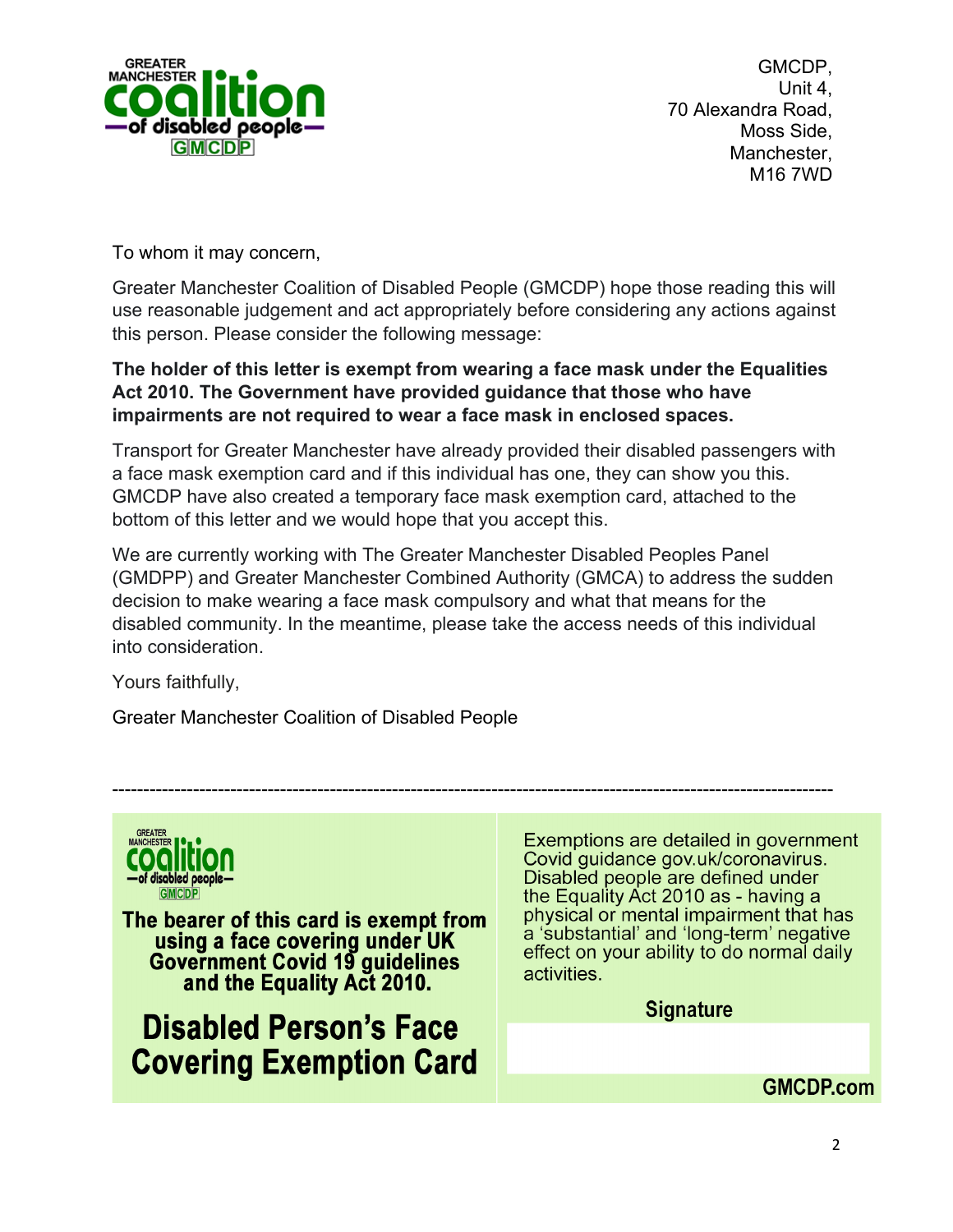GREATER MANCHESTER coalition of disabled people GMCDP

GMCDP,
Unit 4,
70 Alexandra Road,
Moss Side,
Manchester,
M16 7WD

To whom it may concern,

Greater Manchester Coalition of Disabled People (GMCDP) hope those reading this will use reasonable judgement and act appropriately before considering any actions against this person. Please consider the following message:

**The holder of this letter is exempt from wearing a face mask under the Equalities Act 2010. The Government have provided guidance that those who have impairments are not required to wear a face mask in enclosed spaces.**

Transport for Greater Manchester have already provided their disabled passengers with a face mask exemption card and if this individual has one, they can show you this. GMCDP have also created a temporary face mask exemption card, attached to the bottom of this letter and we would hope that you accept this.

We are currently working with The Greater Manchester Disabled Peoples Panel (GMDPP) and Greater Manchester Combined Authority (GMCA) to address the sudden decision to make wearing a face mask compulsory and what that means for the disabled community. In the meantime, please take the access needs of this individual into consideration.

Yours faithfully,

Greater Manchester Coalition of Disabled People

---

GREATER MANCHESTER coalition of disabled people GMCDP

**The bearer of this card is exempt from using a face covering under UK Government Covid 19 guidelines and the Equality Act 2010.**

## Disabled Person's Face Covering Exemption Card

Exemptions are detailed in government Covid guidance gov.uk/coronavirus. Disabled people are defined under the Equality Act 2010 as - having a physical or mental impairment that has a 'substantial' and 'long-term' negative effect on your ability to do normal daily activities.

**Signature**

**GMCDP.com**